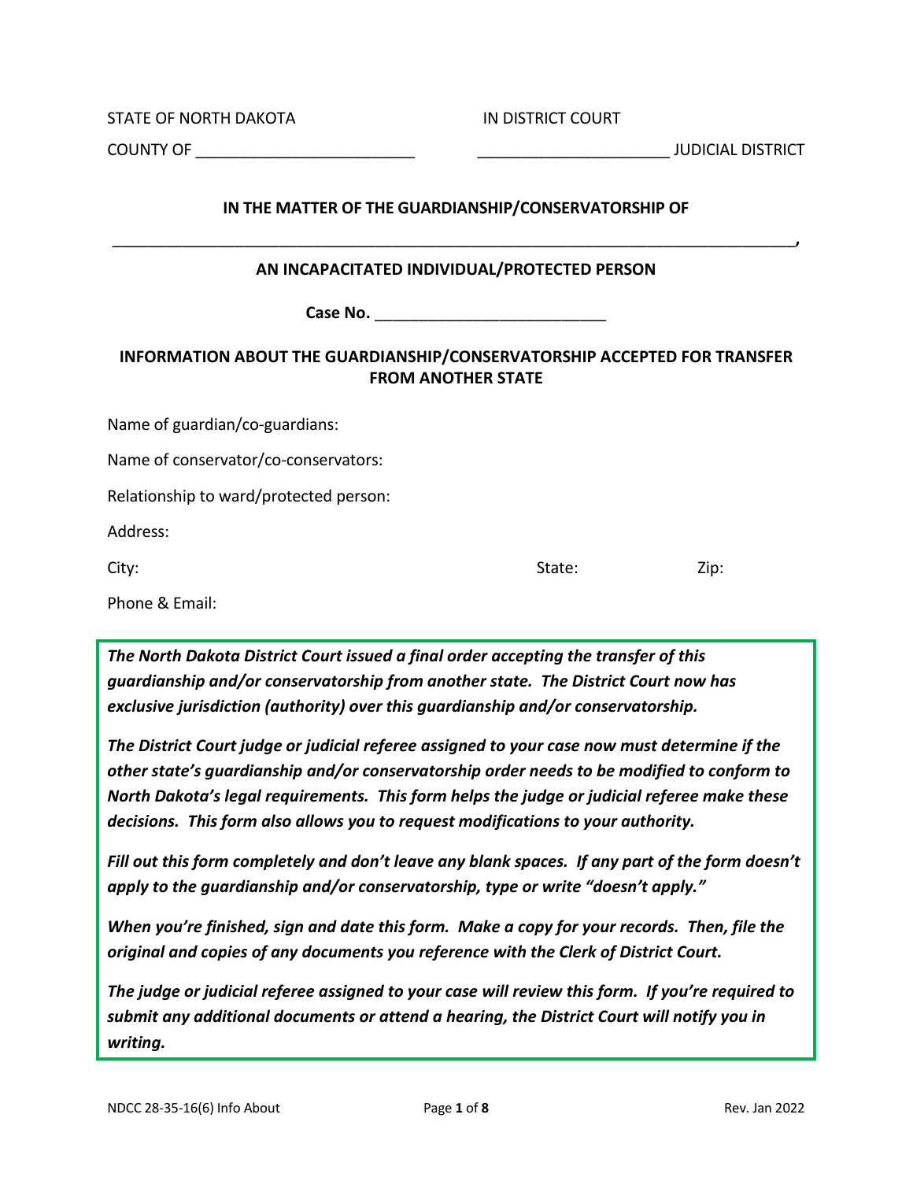STATE OF NORTH DAKOTA IN DISTRICT COURT

COUNTY OF _________________________ _____________________ JUDICIAL DISTRICT

**IN THE MATTER OF THE GUARDIANSHIP/CONSERVATORSHIP OF**

______________________________________________________________________________,

**AN INCAPACITATED INDIVIDUAL/PROTECTED PERSON**

**Case No.** __________________________

**INFORMATION ABOUT THE GUARDIANSHIP/CONSERVATORSHIP ACCEPTED FOR TRANSFER FROM ANOTHER STATE**

Name of guardian/co-guardians:

Name of conservator/co-conservators:

Relationship to ward/protected person:

Address:

City: State: Zip:

Phone & Email:

***The North Dakota District Court issued a final order accepting the transfer of this guardianship and/or conservatorship from another state. The District Court now has exclusive jurisdiction (authority) over this guardianship and/or conservatorship.***

***The District Court judge or judicial referee assigned to your case now must determine if the other state's guardianship and/or conservatorship order needs to be modified to conform to North Dakota's legal requirements. This form helps the judge or judicial referee make these decisions. This form also allows you to request modifications to your authority.***

***Fill out this form completely and don't leave any blank spaces. If any part of the form doesn't apply to the guardianship and/or conservatorship, type or write "doesn't apply."***

***When you're finished, sign and date this form. Make a copy for your records. Then, file the original and copies of any documents you reference with the Clerk of District Court.***

***The judge or judicial referee assigned to your case will review this form. If you're required to submit any additional documents or attend a hearing, the District Court will notify you in writing.***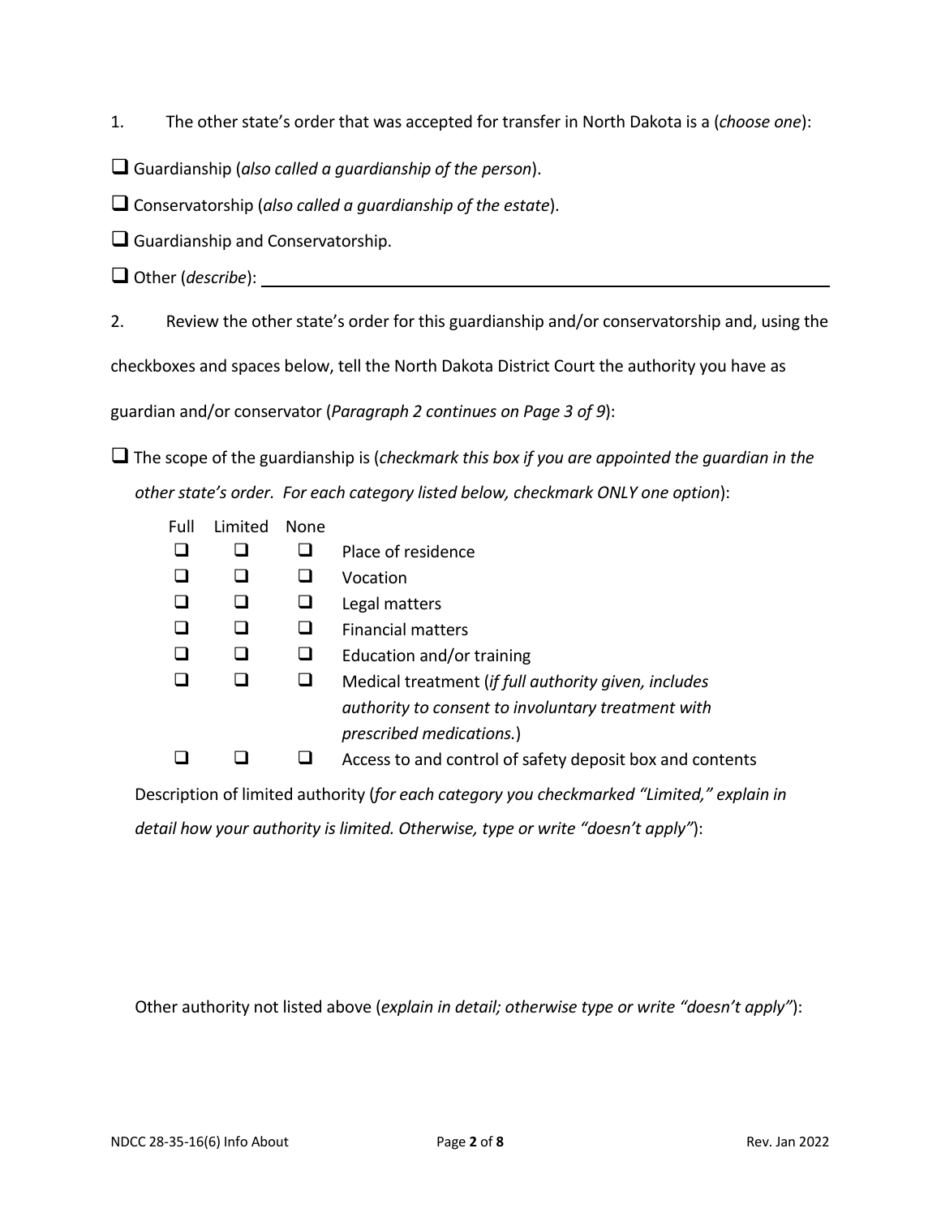1. The other state's order that was accepted for transfer in North Dakota is a (*choose one*):

☐ Guardianship (*also called a guardianship of the person*).

☐ Conservatorship (*also called a guardianship of the estate*).

☐ Guardianship and Conservatorship.

☐ Other (*describe*): ______________________________________________________________

2. Review the other state's order for this guardianship and/or conservatorship and, using the checkboxes and spaces below, tell the North Dakota District Court the authority you have as guardian and/or conservator (*Paragraph 2 continues on Page 3 of 9*):

☐ The scope of the guardianship is (*checkmark this box if you are appointed the guardian in the other state's order. For each category listed below, checkmark ONLY one option*):

| Full | Limited | None | |
|---|---|---|---|
| ☐ | ☐ | ☐ | Place of residence |
| ☐ | ☐ | ☐ | Vocation |
| ☐ | ☐ | ☐ | Legal matters |
| ☐ | ☐ | ☐ | Financial matters |
| ☐ | ☐ | ☐ | Education and/or training |
| ☐ | ☐ | ☐ | Medical treatment (*if full authority given, includes authority to consent to involuntary treatment with prescribed medications.*) |
| ☐ | ☐ | ☐ | Access to and control of safety deposit box and contents |

Description of limited authority (*for each category you checkmarked "Limited," explain in detail how your authority is limited. Otherwise, type or write "doesn't apply"*):

Other authority not listed above (*explain in detail; otherwise type or write "doesn't apply"*):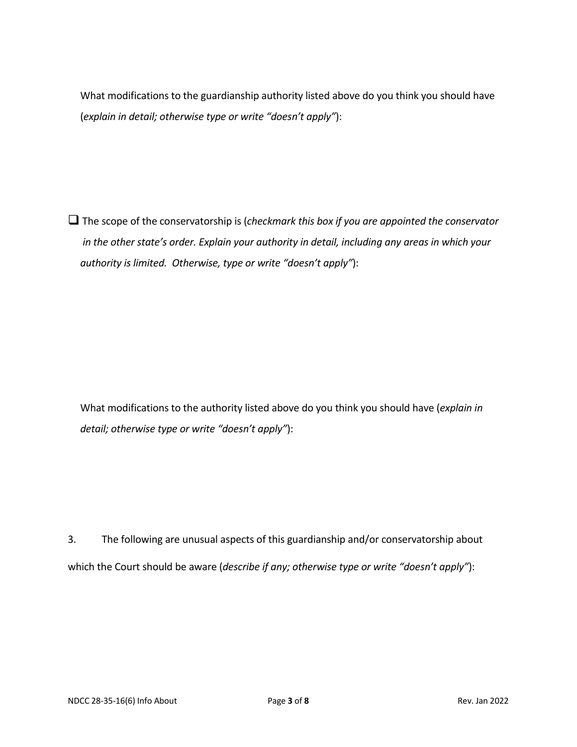What modifications to the guardianship authority listed above do you think you should have (*explain in detail; otherwise type or write "doesn't apply"*):

☐ The scope of the conservatorship is (*checkmark this box if you are appointed the conservator in the other state's order. Explain your authority in detail, including any areas in which your authority is limited. Otherwise, type or write "doesn't apply"*):

What modifications to the authority listed above do you think you should have (*explain in detail; otherwise type or write "doesn't apply"*):

3. The following are unusual aspects of this guardianship and/or conservatorship about which the Court should be aware (*describe if any; otherwise type or write "doesn't apply"*):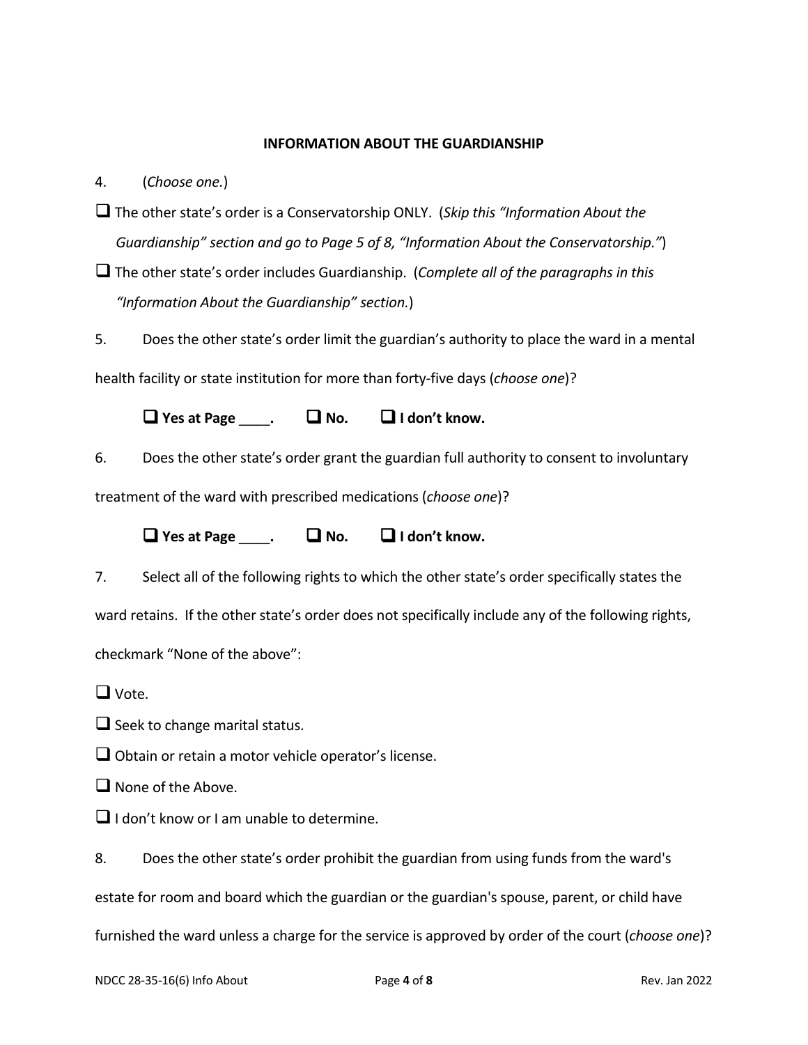**INFORMATION ABOUT THE GUARDIANSHIP**

4. (*Choose one.*)

❑ The other state's order is a Conservatorship ONLY. (*Skip this "Information About the Guardianship" section and go to Page 5 of 8, "Information About the Conservatorship."*)

❑ The other state's order includes Guardianship. (*Complete all of the paragraphs in this "Information About the Guardianship" section.*)

5. Does the other state's order limit the guardian's authority to place the ward in a mental health facility or state institution for more than forty-five days (*choose one*)?

**❑ Yes at Page ____.** **❑ No.** **❑ I don't know.**

6. Does the other state's order grant the guardian full authority to consent to involuntary treatment of the ward with prescribed medications (*choose one*)?

**❑ Yes at Page ____.** **❑ No.** **❑ I don't know.**

7. Select all of the following rights to which the other state's order specifically states the ward retains. If the other state's order does not specifically include any of the following rights, checkmark "None of the above":

❑ Vote.

❑ Seek to change marital status.

❑ Obtain or retain a motor vehicle operator's license.

❑ None of the Above.

❑ I don't know or I am unable to determine.

8. Does the other state's order prohibit the guardian from using funds from the ward's estate for room and board which the guardian or the guardian's spouse, parent, or child have furnished the ward unless a charge for the service is approved by order of the court (*choose one*)?

NDCC 28-35-16(6) Info About Rev. Jan 2022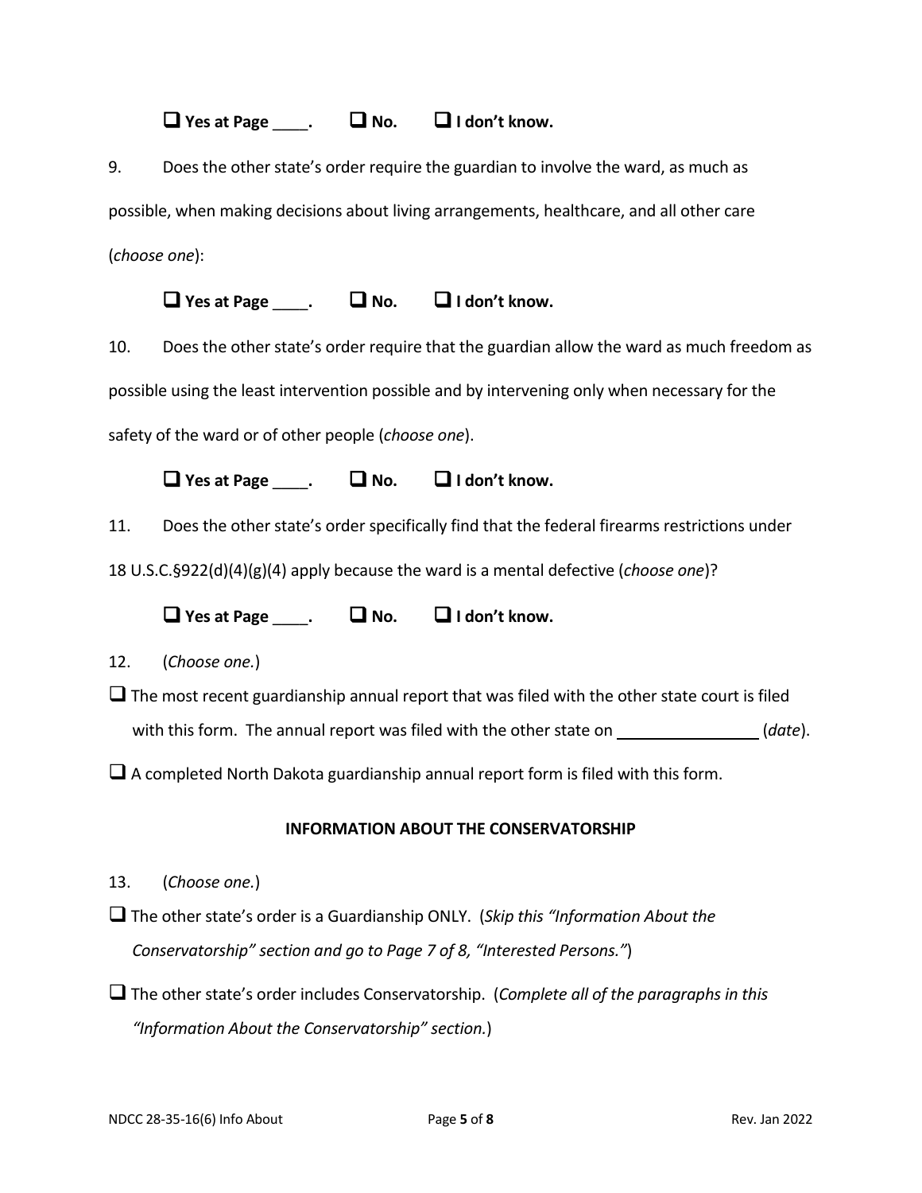☐ **Yes at Page ____.** ☐ **No.** ☐ **I don't know.**

9. Does the other state's order require the guardian to involve the ward, as much as possible, when making decisions about living arrangements, healthcare, and all other care (*choose one*):

☐ **Yes at Page ____.** ☐ **No.** ☐ **I don't know.**

10. Does the other state's order require that the guardian allow the ward as much freedom as possible using the least intervention possible and by intervening only when necessary for the safety of the ward or of other people (*choose one*).

☐ **Yes at Page ____.** ☐ **No.** ☐ **I don't know.**

11. Does the other state's order specifically find that the federal firearms restrictions under 18 U.S.C.§922(d)(4)(g)(4) apply because the ward is a mental defective (*choose one*)?

☐ **Yes at Page ____.** ☐ **No.** ☐ **I don't know.**

12. (*Choose one.*)

☐ The most recent guardianship annual report that was filed with the other state court is filed with this form. The annual report was filed with the other state on ________________ (*date*).

☐ A completed North Dakota guardianship annual report form is filed with this form.

**INFORMATION ABOUT THE CONSERVATORSHIP**

13. (*Choose one.*)

☐ The other state's order is a Guardianship ONLY. (*Skip this "Information About the Conservatorship" section and go to Page 7 of 8, "Interested Persons."*)

☐ The other state's order includes Conservatorship. (*Complete all of the paragraphs in this "Information About the Conservatorship" section.*)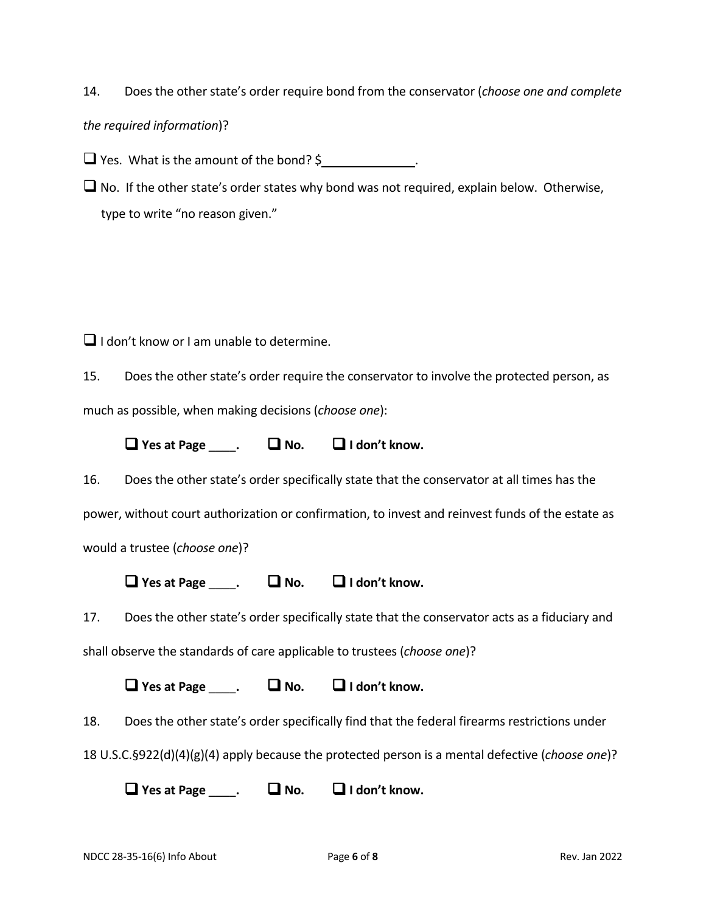14. Does the other state's order require bond from the conservator (*choose one and complete the required information*)?

☐ Yes. What is the amount of the bond? $\_\_\_\_\_\_\_\_\_\_\_\_\_\_.

☐ No. If the other state's order states why bond was not required, explain below. Otherwise, type to write "no reason given."

☐ I don't know or I am unable to determine.

15. Does the other state's order require the conservator to involve the protected person, as much as possible, when making decisions (*choose one*):

**☐ Yes at Page \_\_\_\_.** **☐ No.** **☐ I don't know.**

16. Does the other state's order specifically state that the conservator at all times has the power, without court authorization or confirmation, to invest and reinvest funds of the estate as would a trustee (*choose one*)?

**☐ Yes at Page \_\_\_\_.** **☐ No.** **☐ I don't know.**

17. Does the other state's order specifically state that the conservator acts as a fiduciary and shall observe the standards of care applicable to trustees (*choose one*)?

**☐ Yes at Page \_\_\_\_.** **☐ No.** **☐ I don't know.**

18. Does the other state's order specifically find that the federal firearms restrictions under 18 U.S.C.§922(d)(4)(g)(4) apply because the protected person is a mental defective (*choose one*)?

**☐ Yes at Page \_\_\_\_.** **☐ No.** **☐ I don't know.**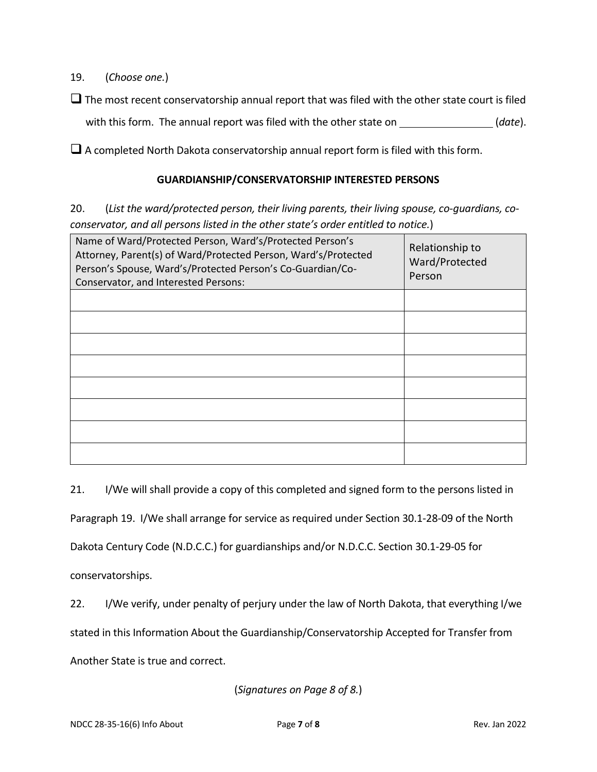19. (*Choose one.*)

❑ The most recent conservatorship annual report that was filed with the other state court is filed with this form. The annual report was filed with the other state on ________________ (*date*).

❑ A completed North Dakota conservatorship annual report form is filed with this form.

**GUARDIANSHIP/CONSERVATORSHIP INTERESTED PERSONS**

20. (*List the ward/protected person, their living parents, their living spouse, co-guardians, co-conservator, and all persons listed in the other state's order entitled to notice.*)

| Name of Ward/Protected Person, Ward's/Protected Person's Attorney, Parent(s) of Ward/Protected Person, Ward's/Protected Person's Spouse, Ward's/Protected Person's Co-Guardian/Co-Conservator, and Interested Persons: | Relationship to Ward/Protected Person |
|---|---|
| | |
| | |
| | |
| | |
| | |
| | |
| | |
| | |

21. I/We will shall provide a copy of this completed and signed form to the persons listed in Paragraph 19. I/We shall arrange for service as required under Section 30.1-28-09 of the North Dakota Century Code (N.D.C.C.) for guardianships and/or N.D.C.C. Section 30.1-29-05 for conservatorships.

22. I/We verify, under penalty of perjury under the law of North Dakota, that everything I/we stated in this Information About the Guardianship/Conservatorship Accepted for Transfer from Another State is true and correct.

(*Signatures on Page 8 of 8.*)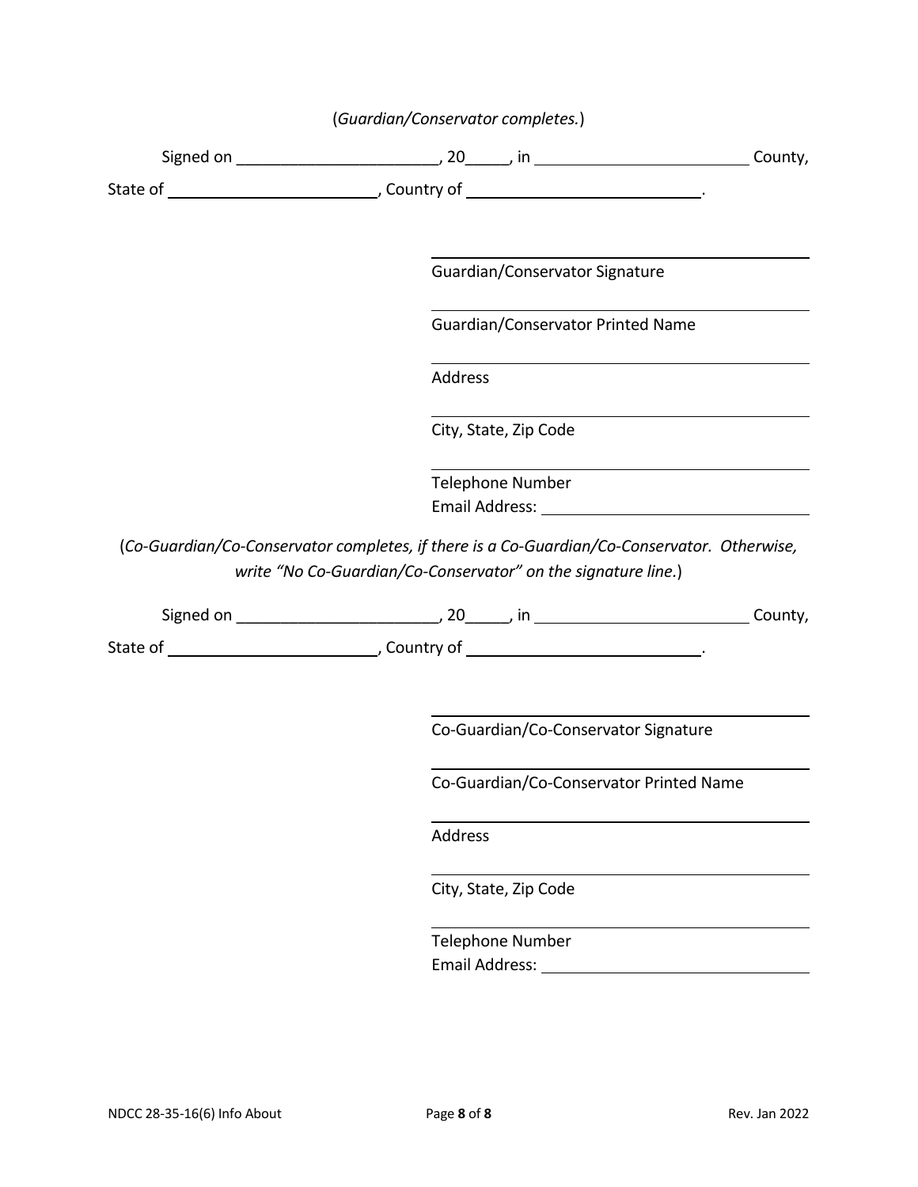(*Guardian/Conservator completes.*)

Signed on ______________________, 20_____, in ________________________ County,
State of ________________________, Country of __________________________.

______________________________________
Guardian/Conservator Signature

______________________________________
Guardian/Conservator Printed Name

______________________________________
Address

______________________________________
City, State, Zip Code

______________________________________
Telephone Number
Email Address: ______________________________

(*Co-Guardian/Co-Conservator completes, if there is a Co-Guardian/Co-Conservator. Otherwise, write "No Co-Guardian/Co-Conservator" on the signature line.*)

Signed on ______________________, 20_____, in ________________________ County,
State of ________________________, Country of __________________________.

______________________________________
Co-Guardian/Co-Conservator Signature

______________________________________
Co-Guardian/Co-Conservator Printed Name

______________________________________
Address

______________________________________
City, State, Zip Code

______________________________________
Telephone Number
Email Address: ______________________________